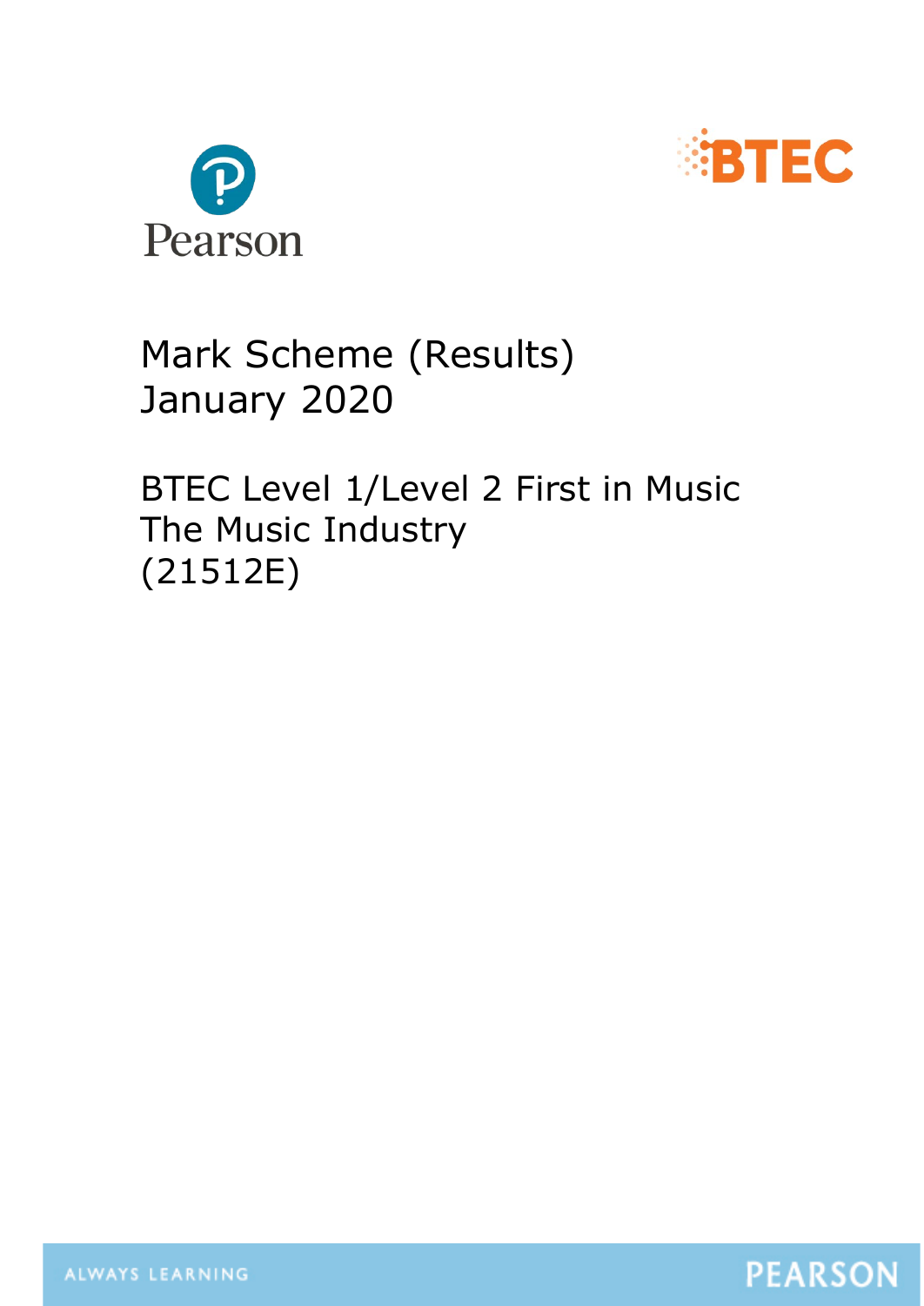Pearson

BTEC

# Mark Scheme (Results)
# January 2020

## BTEC Level 1/Level 2 First in Music
## The Music Industry
## (21512E)

ALWAYS LEARNING

PEARSON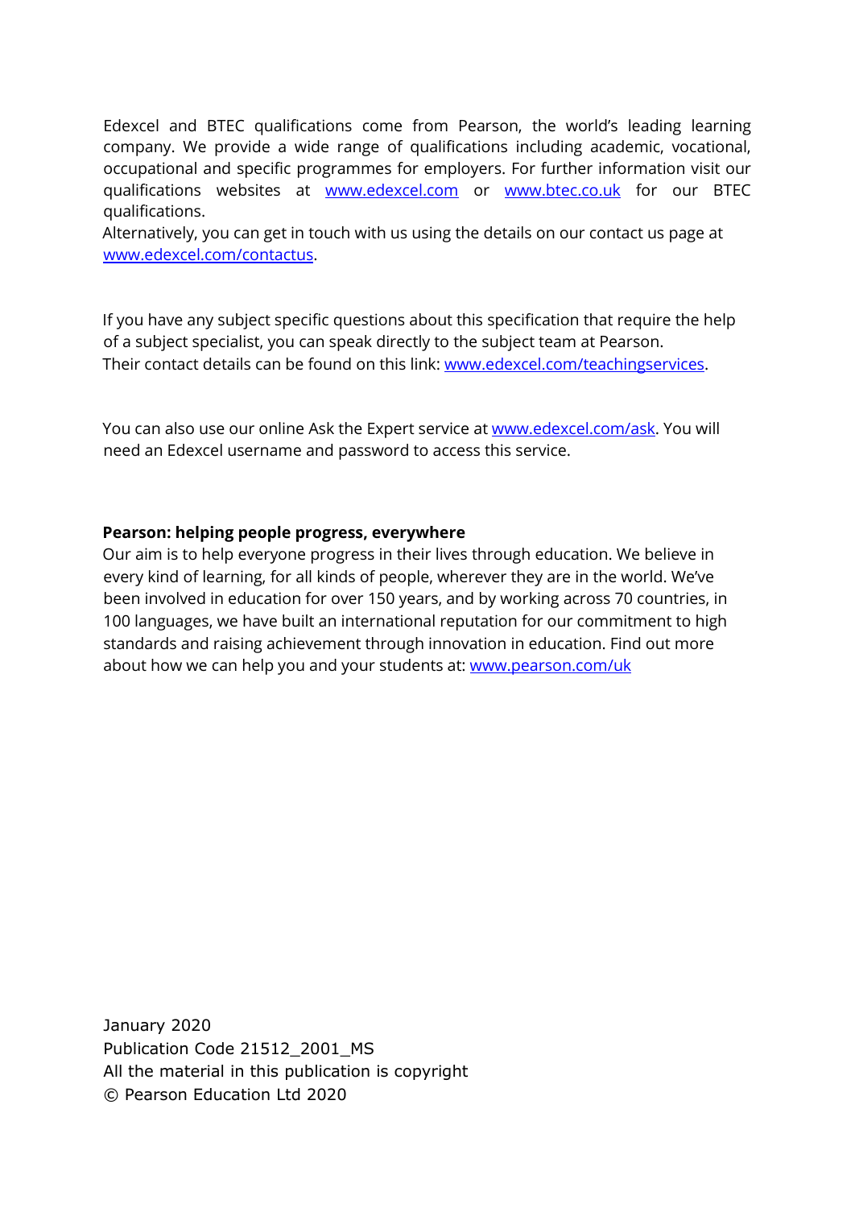Edexcel and BTEC qualifications come from Pearson, the world's leading learning company. We provide a wide range of qualifications including academic, vocational, occupational and specific programmes for employers. For further information visit our qualifications websites at www.edexcel.com or www.btec.co.uk for our BTEC qualifications.
Alternatively, you can get in touch with us using the details on our contact us page at www.edexcel.com/contactus.

If you have any subject specific questions about this specification that require the help of a subject specialist, you can speak directly to the subject team at Pearson.
Their contact details can be found on this link: www.edexcel.com/teachingservices.

You can also use our online Ask the Expert service at www.edexcel.com/ask. You will need an Edexcel username and password to access this service.

**Pearson: helping people progress, everywhere**

Our aim is to help everyone progress in their lives through education. We believe in every kind of learning, for all kinds of people, wherever they are in the world. We've been involved in education for over 150 years, and by working across 70 countries, in 100 languages, we have built an international reputation for our commitment to high standards and raising achievement through innovation in education. Find out more about how we can help you and your students at: www.pearson.com/uk

January 2020
Publication Code 21512_2001_MS
All the material in this publication is copyright
© Pearson Education Ltd 2020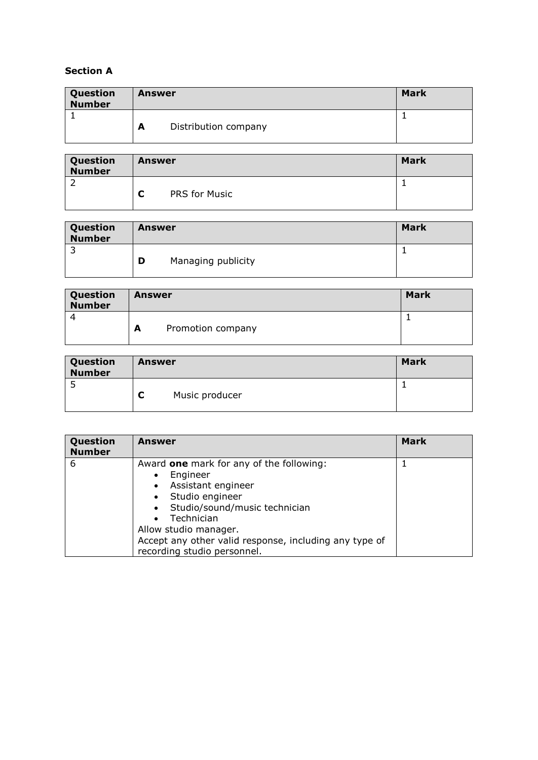**Section A**

| Question Number | Answer | Mark |
| --- | --- | --- |
| 1 | **A** Distribution company | 1 |

| Question Number | Answer | Mark |
| --- | --- | --- |
| 2 | **C** PRS for Music | 1 |

| Question Number | Answer | Mark |
| --- | --- | --- |
| 3 | **D** Managing publicity | 1 |

| Question Number | Answer | Mark |
| --- | --- | --- |
| 4 | **A** Promotion company | 1 |

| Question Number | Answer | Mark |
| --- | --- | --- |
| 5 | **C** Music producer | 1 |

| Question Number | Answer | Mark |
| --- | --- | --- |
| 6 | Award **one** mark for any of the following:<br>• Engineer<br>• Assistant engineer<br>• Studio engineer<br>• Studio/sound/music technician<br>• Technician<br>Allow studio manager.<br>Accept any other valid response, including any type of recording studio personnel. | 1 |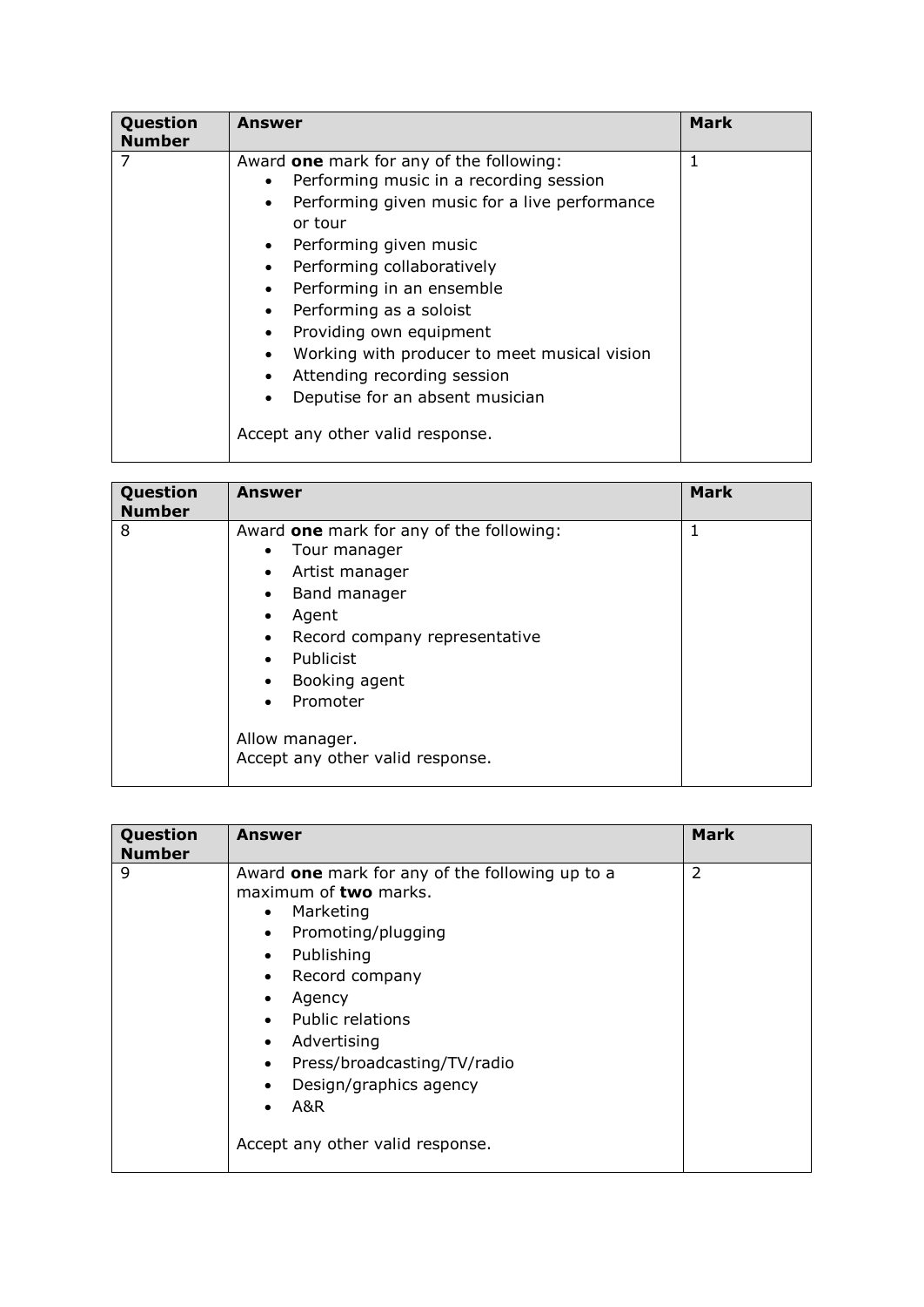| Question Number | Answer | Mark |
| --- | --- | --- |
| 7 | Award **one** mark for any of the following:<br>• Performing music in a recording session<br>• Performing given music for a live performance or tour<br>• Performing given music<br>• Performing collaboratively<br>• Performing in an ensemble<br>• Performing as a soloist<br>• Providing own equipment<br>• Working with producer to meet musical vision<br>• Attending recording session<br>• Deputise for an absent musician<br><br>Accept any other valid response. | 1 |

| Question Number | Answer | Mark |
| --- | --- | --- |
| 8 | Award **one** mark for any of the following:<br>• Tour manager<br>• Artist manager<br>• Band manager<br>• Agent<br>• Record company representative<br>• Publicist<br>• Booking agent<br>• Promoter<br><br>Allow manager.<br>Accept any other valid response. | 1 |

| Question Number | Answer | Mark |
| --- | --- | --- |
| 9 | Award **one** mark for any of the following up to a maximum of **two** marks.<br>• Marketing<br>• Promoting/plugging<br>• Publishing<br>• Record company<br>• Agency<br>• Public relations<br>• Advertising<br>• Press/broadcasting/TV/radio<br>• Design/graphics agency<br>• A&R<br><br>Accept any other valid response. | 2 |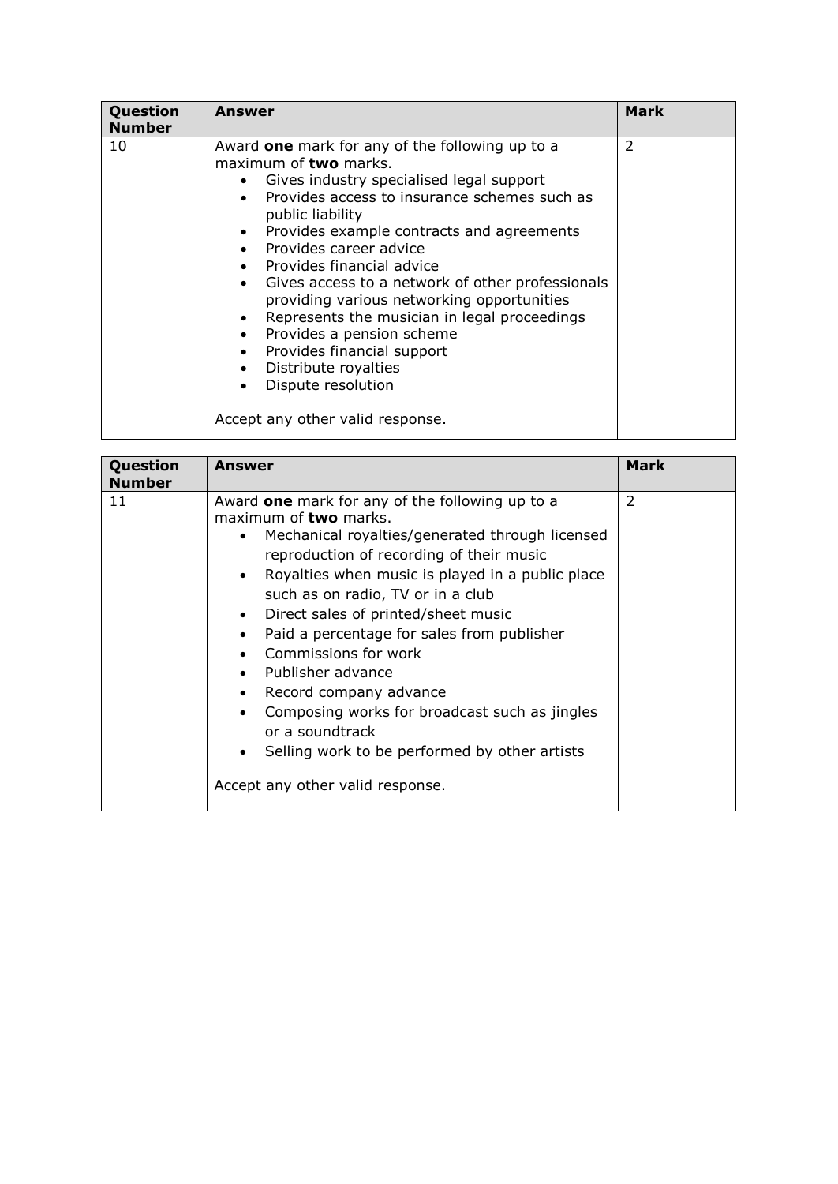| Question Number | Answer | Mark |
| --- | --- | --- |
| 10 | Award **one** mark for any of the following up to a maximum of **two** marks.<br>• Gives industry specialised legal support<br>• Provides access to insurance schemes such as public liability<br>• Provides example contracts and agreements<br>• Provides career advice<br>• Provides financial advice<br>• Gives access to a network of other professionals providing various networking opportunities<br>• Represents the musician in legal proceedings<br>• Provides a pension scheme<br>• Provides financial support<br>• Distribute royalties<br>• Dispute resolution<br><br>Accept any other valid response. | 2 |

| Question Number | Answer | Mark |
| --- | --- | --- |
| 11 | Award **one** mark for any of the following up to a maximum of **two** marks.<br>• Mechanical royalties/generated through licensed reproduction of recording of their music<br>• Royalties when music is played in a public place such as on radio, TV or in a club<br>• Direct sales of printed/sheet music<br>• Paid a percentage for sales from publisher<br>• Commissions for work<br>• Publisher advance<br>• Record company advance<br>• Composing works for broadcast such as jingles or a soundtrack<br>• Selling work to be performed by other artists<br><br>Accept any other valid response. | 2 |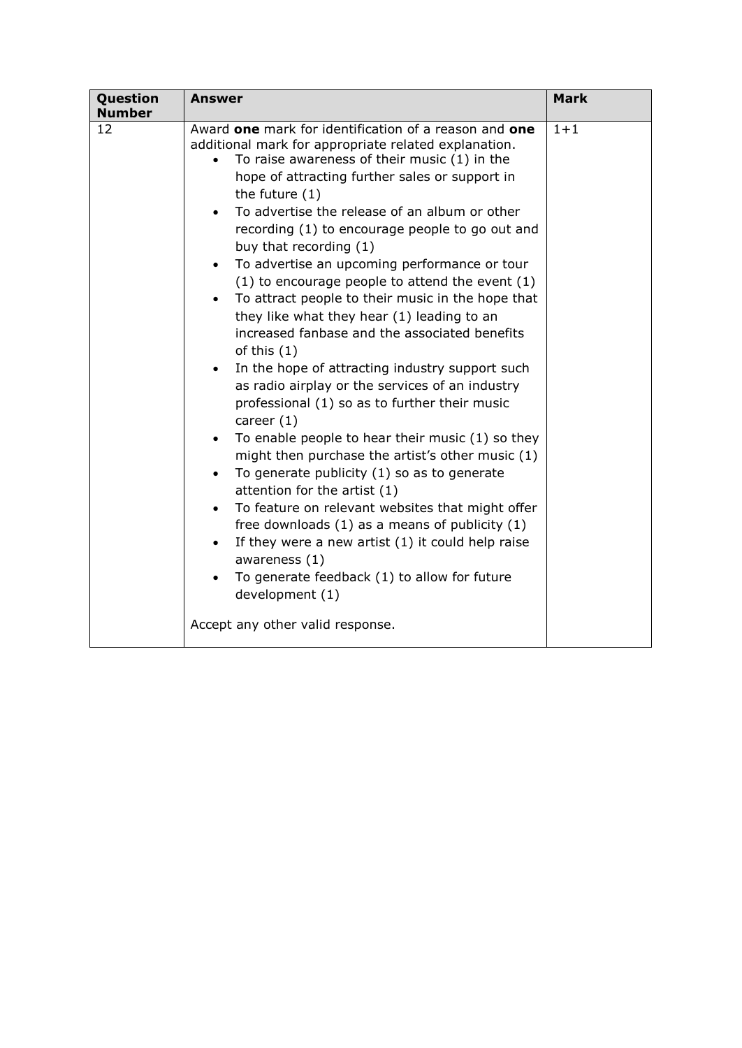| Question Number | Answer | Mark |
| --- | --- | --- |
| 12 | Award **one** mark for identification of a reason and **one** additional mark for appropriate related explanation.<br>• To raise awareness of their music (1) in the hope of attracting further sales or support in the future (1)<br>• To advertise the release of an album or other recording (1) to encourage people to go out and buy that recording (1)<br>• To advertise an upcoming performance or tour (1) to encourage people to attend the event (1)<br>• To attract people to their music in the hope that they like what they hear (1) leading to an increased fanbase and the associated benefits of this (1)<br>• In the hope of attracting industry support such as radio airplay or the services of an industry professional (1) so as to further their music career (1)<br>• To enable people to hear their music (1) so they might then purchase the artist's other music (1)<br>• To generate publicity (1) so as to generate attention for the artist (1)<br>• To feature on relevant websites that might offer free downloads (1) as a means of publicity (1)<br>• If they were a new artist (1) it could help raise awareness (1)<br>• To generate feedback (1) to allow for future development (1)<br><br>Accept any other valid response. | 1+1 |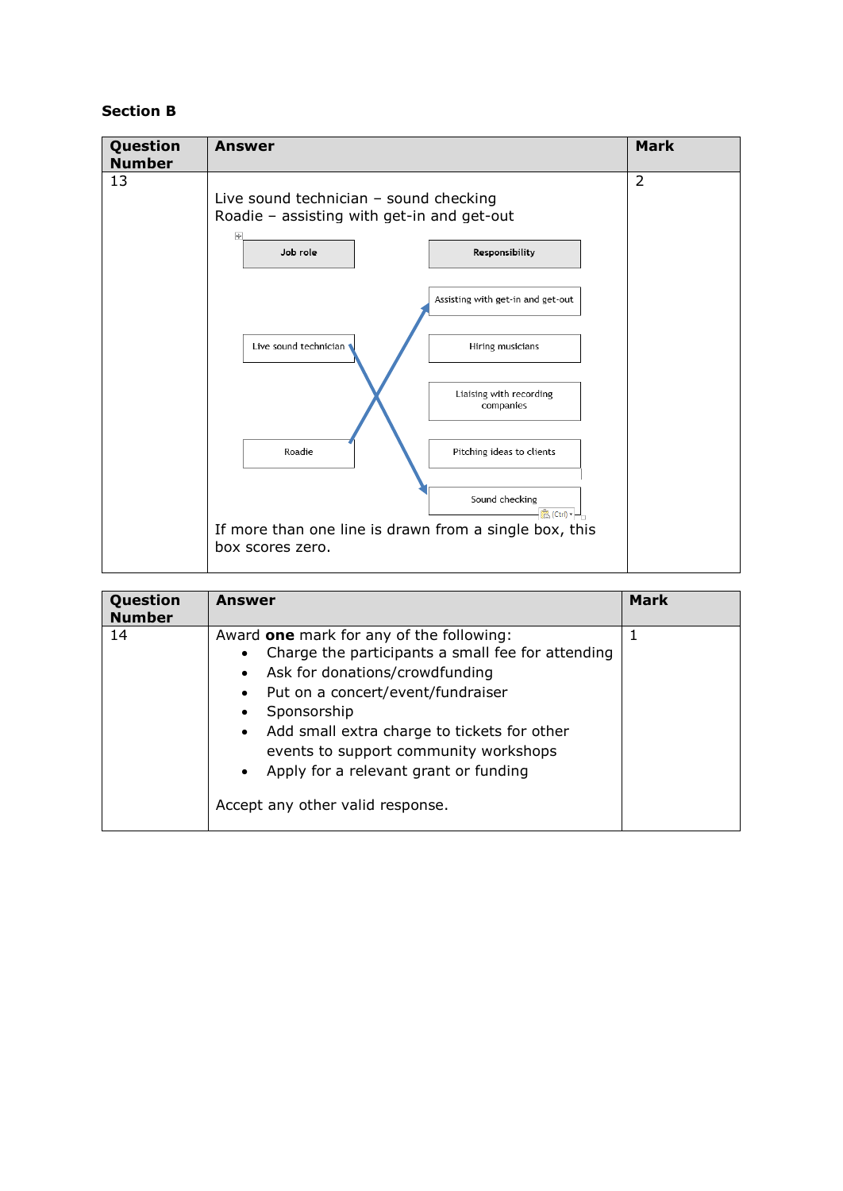## Section B

| Question Number | Answer | Mark |
|---|---|---|
| 13 | Live sound technician – sound checking<br>Roadie – assisting with get-in and get-out<br><br>Job role: Live sound technician; Roadie<br>Responsibility: Assisting with get-in and get-out; Hiring musicians; Liaising with recording companies; Pitching ideas to clients; Sound checking<br><br>If more than one line is drawn from a single box, this box scores zero. | 2 |

| Question Number | Answer | Mark |
|---|---|---|
| 14 | Award **one** mark for any of the following:<br>• Charge the participants a small fee for attending<br>• Ask for donations/crowdfunding<br>• Put on a concert/event/fundraiser<br>• Sponsorship<br>• Add small extra charge to tickets for other events to support community workshops<br>• Apply for a relevant grant or funding<br><br>Accept any other valid response. | 1 |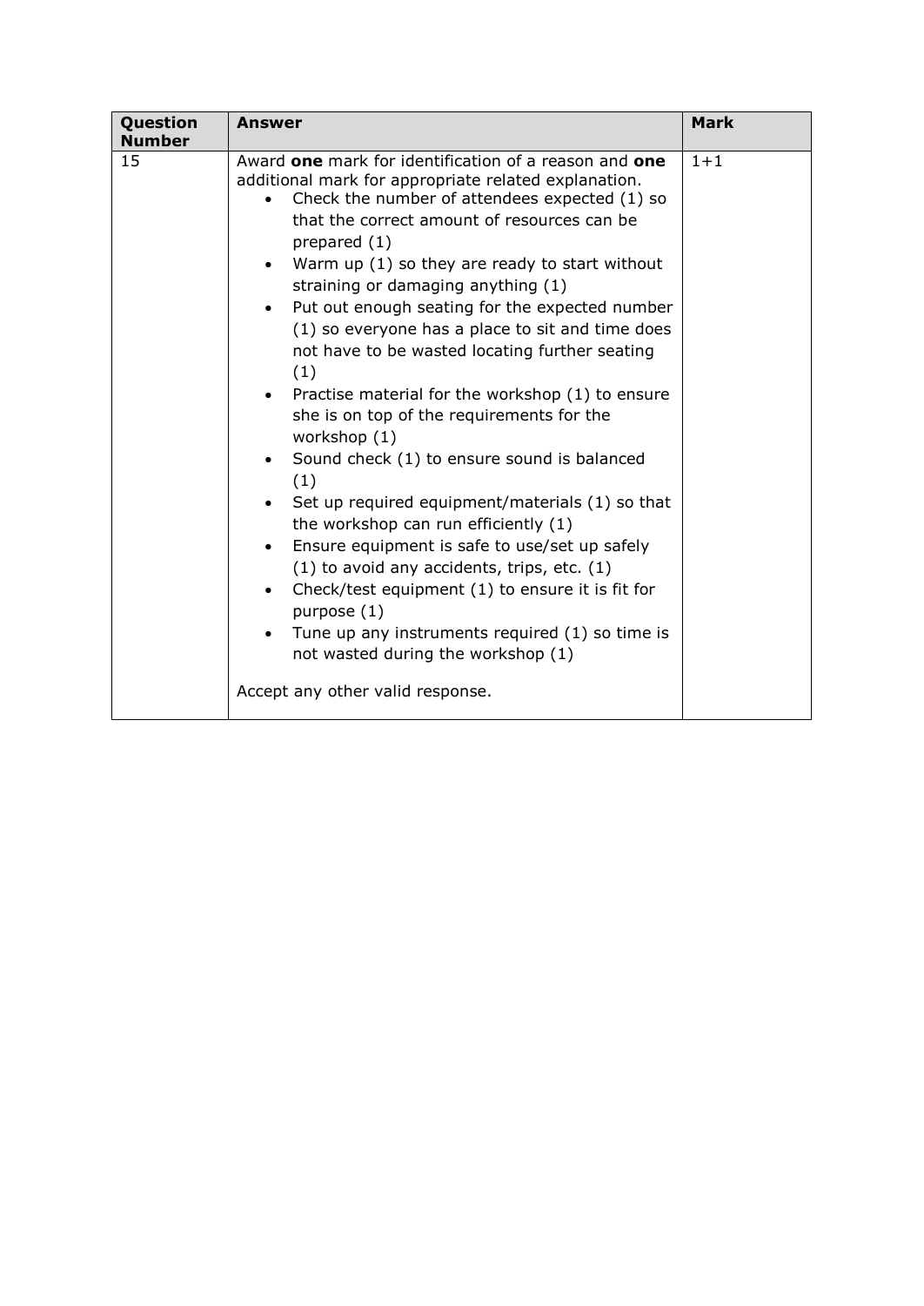| Question Number | Answer | Mark |
|---|---|---|
| 15 | Award **one** mark for identification of a reason and **one** additional mark for appropriate related explanation.<br>• Check the number of attendees expected (1) so that the correct amount of resources can be prepared (1)<br>• Warm up (1) so they are ready to start without straining or damaging anything (1)<br>• Put out enough seating for the expected number (1) so everyone has a place to sit and time does not have to be wasted locating further seating (1)<br>• Practise material for the workshop (1) to ensure she is on top of the requirements for the workshop (1)<br>• Sound check (1) to ensure sound is balanced (1)<br>• Set up required equipment/materials (1) so that the workshop can run efficiently (1)<br>• Ensure equipment is safe to use/set up safely (1) to avoid any accidents, trips, etc. (1)<br>• Check/test equipment (1) to ensure it is fit for purpose (1)<br>• Tune up any instruments required (1) so time is not wasted during the workshop (1)<br><br>Accept any other valid response. | 1+1 |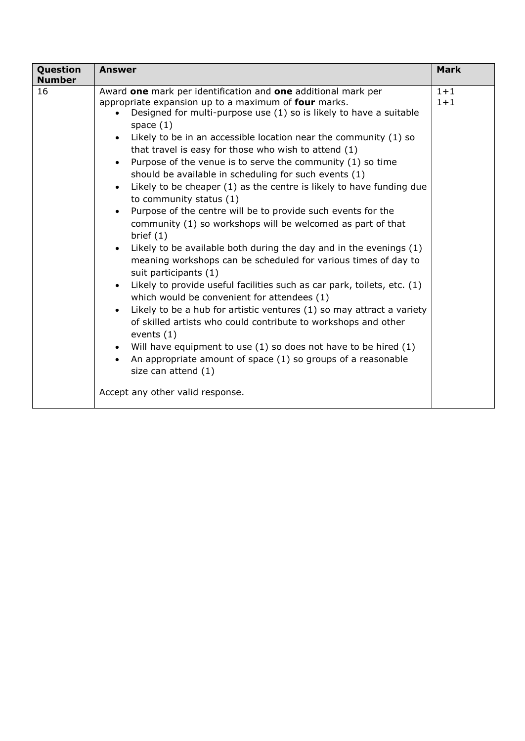| Question Number | Answer | Mark |
|---|---|---|
| 16 | Award **one** mark per identification and **one** additional mark per appropriate expansion up to a maximum of **four** marks.<br>• Designed for multi-purpose use (1) so is likely to have a suitable space (1)<br>• Likely to be in an accessible location near the community (1) so that travel is easy for those who wish to attend (1)<br>• Purpose of the venue is to serve the community (1) so time should be available in scheduling for such events (1)<br>• Likely to be cheaper (1) as the centre is likely to have funding due to community status (1)<br>• Purpose of the centre will be to provide such events for the community (1) so workshops will be welcomed as part of that brief (1)<br>• Likely to be available both during the day and in the evenings (1) meaning workshops can be scheduled for various times of day to suit participants (1)<br>• Likely to provide useful facilities such as car park, toilets, etc. (1) which would be convenient for attendees (1)<br>• Likely to be a hub for artistic ventures (1) so may attract a variety of skilled artists who could contribute to workshops and other events (1)<br>• Will have equipment to use (1) so does not have to be hired (1)<br>• An appropriate amount of space (1) so groups of a reasonable size can attend (1)<br><br>Accept any other valid response. | 1+1<br>1+1 |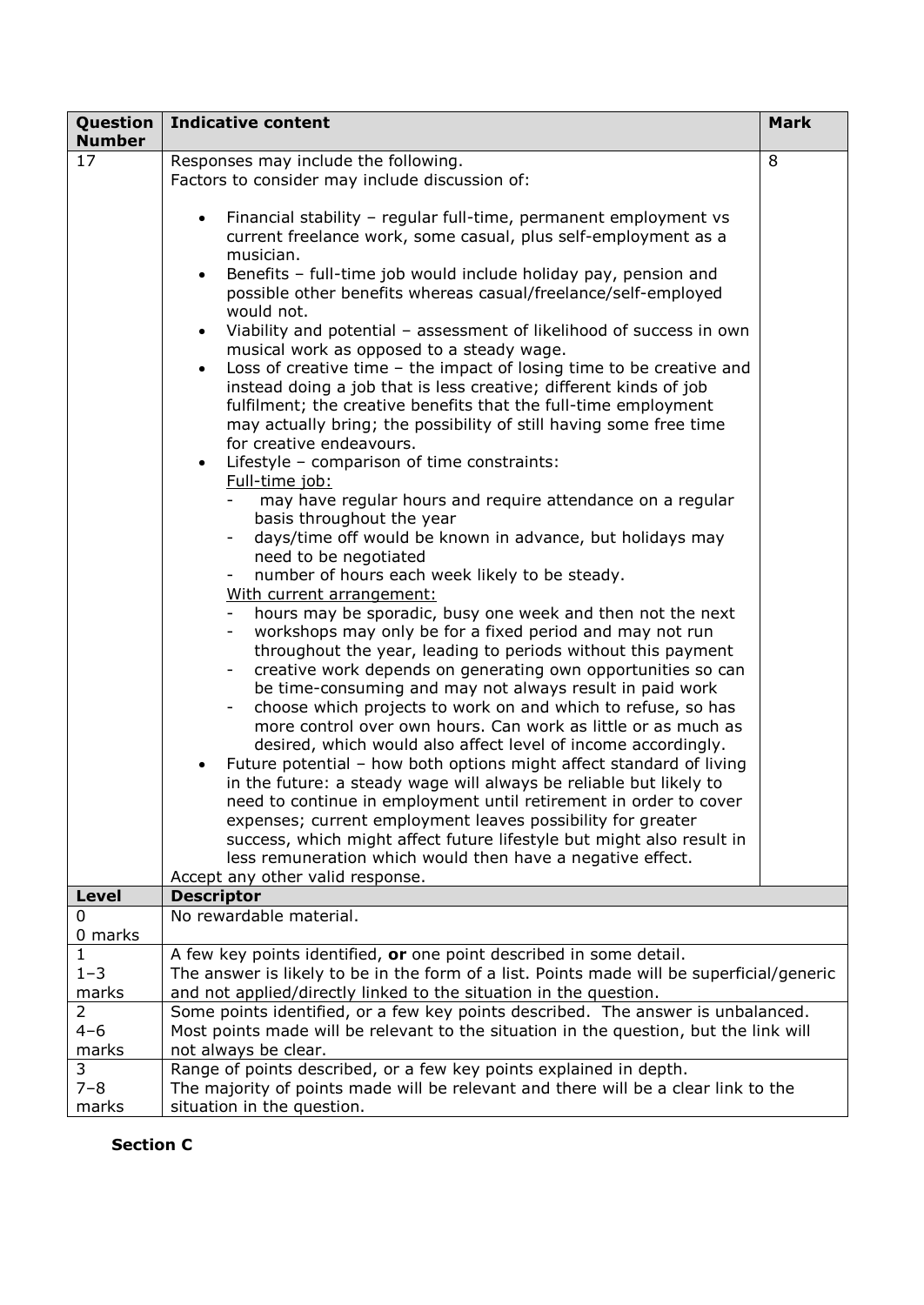| Question Number | Indicative content | Mark |
|---|---|---|
| 17 | Responses may include the following.<br>Factors to consider may include discussion of:<br><br>• Financial stability – regular full-time, permanent employment vs current freelance work, some casual, plus self-employment as a musician.<br>• Benefits – full-time job would include holiday pay, pension and possible other benefits whereas casual/freelance/self-employed would not.<br>• Viability and potential – assessment of likelihood of success in own musical work as opposed to a steady wage.<br>• Loss of creative time – the impact of losing time to be creative and instead doing a job that is less creative; different kinds of job fulfilment; the creative benefits that the full-time employment may actually bring; the possibility of still having some free time for creative endeavours.<br>• Lifestyle – comparison of time constraints:<br>Full-time job:<br>- may have regular hours and require attendance on a regular basis throughout the year<br>- days/time off would be known in advance, but holidays may need to be negotiated<br>- number of hours each week likely to be steady.<br>With current arrangement:<br>- hours may be sporadic, busy one week and then not the next<br>- workshops may only be for a fixed period and may not run throughout the year, leading to periods without this payment<br>- creative work depends on generating own opportunities so can be time-consuming and may not always result in paid work<br>- choose which projects to work on and which to refuse, so has more control over own hours. Can work as little or as much as desired, which would also affect level of income accordingly.<br>• Future potential – how both options might affect standard of living in the future: a steady wage will always be reliable but likely to need to continue in employment until retirement in order to cover expenses; current employment leaves possibility for greater success, which might affect future lifestyle but might also result in less remuneration which would then have a negative effect.<br>Accept any other valid response. | 8 |

| Level | Descriptor |
|---|---|
| 0<br>0 marks | No rewardable material. |
| 1<br>1–3 marks | A few key points identified, **or** one point described in some detail.<br>The answer is likely to be in the form of a list. Points made will be superficial/generic and not applied/directly linked to the situation in the question. |
| 2<br>4–6 marks | Some points identified, or a few key points described. The answer is unbalanced.<br>Most points made will be relevant to the situation in the question, but the link will not always be clear. |
| 3<br>7–8 marks | Range of points described, or a few key points explained in depth.<br>The majority of points made will be relevant and there will be a clear link to the situation in the question. |

**Section C**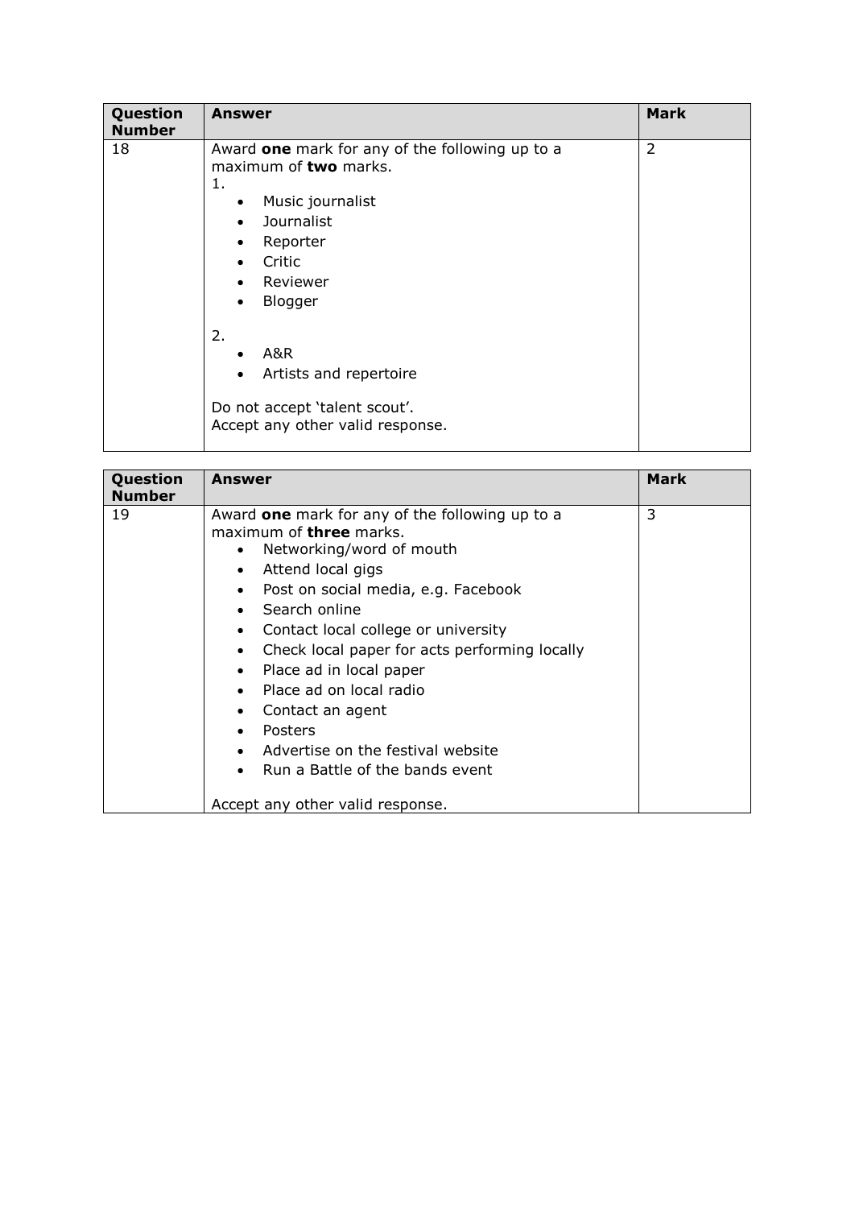| Question Number | Answer | Mark |
|---|---|---|
| 18 | Award **one** mark for any of the following up to a maximum of **two** marks.<br>1.<br>• Music journalist<br>• Journalist<br>• Reporter<br>• Critic<br>• Reviewer<br>• Blogger<br><br>2.<br>• A&R<br>• Artists and repertoire<br><br>Do not accept 'talent scout'.<br>Accept any other valid response. | 2 |

| Question Number | Answer | Mark |
|---|---|---|
| 19 | Award **one** mark for any of the following up to a maximum of **three** marks.<br>• Networking/word of mouth<br>• Attend local gigs<br>• Post on social media, e.g. Facebook<br>• Search online<br>• Contact local college or university<br>• Check local paper for acts performing locally<br>• Place ad in local paper<br>• Place ad on local radio<br>• Contact an agent<br>• Posters<br>• Advertise on the festival website<br>• Run a Battle of the bands event<br><br>Accept any other valid response. | 3 |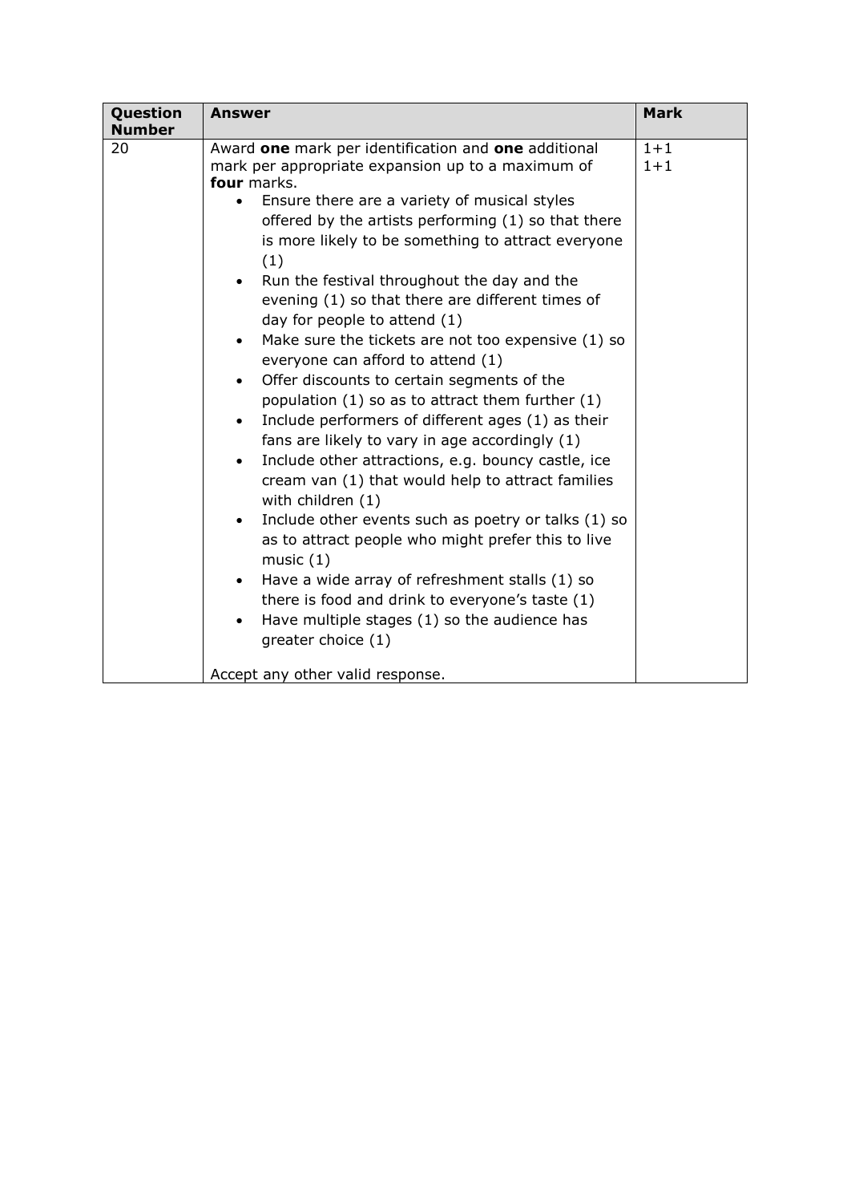| Question Number | Answer | Mark |
|---|---|---|
| 20 | Award **one** mark per identification and **one** additional mark per appropriate expansion up to a maximum of **four** marks.<br>• Ensure there are a variety of musical styles offered by the artists performing (1) so that there is more likely to be something to attract everyone (1)<br>• Run the festival throughout the day and the evening (1) so that there are different times of day for people to attend (1)<br>• Make sure the tickets are not too expensive (1) so everyone can afford to attend (1)<br>• Offer discounts to certain segments of the population (1) so as to attract them further (1)<br>• Include performers of different ages (1) as their fans are likely to vary in age accordingly (1)<br>• Include other attractions, e.g. bouncy castle, ice cream van (1) that would help to attract families with children (1)<br>• Include other events such as poetry or talks (1) so as to attract people who might prefer this to live music (1)<br>• Have a wide array of refreshment stalls (1) so there is food and drink to everyone's taste (1)<br>• Have multiple stages (1) so the audience has greater choice (1)<br><br>Accept any other valid response. | 1+1<br>1+1 |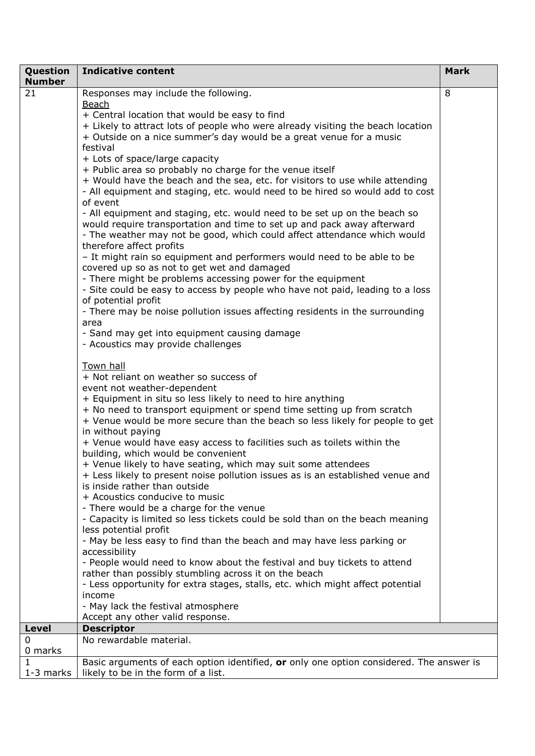| Question Number | Indicative content | Mark |
|---|---|---|
| 21 | Responses may include the following.<br>Beach<br>+ Central location that would be easy to find<br>+ Likely to attract lots of people who were already visiting the beach location<br>+ Outside on a nice summer's day would be a great venue for a music festival<br>+ Lots of space/large capacity<br>+ Public area so probably no charge for the venue itself<br>+ Would have the beach and the sea, etc. for visitors to use while attending<br>- All equipment and staging, etc. would need to be hired so would add to cost of event<br>- All equipment and staging, etc. would need to be set up on the beach so would require transportation and time to set up and pack away afterward<br>- The weather may not be good, which could affect attendance which would therefore affect profits<br>– It might rain so equipment and performers would need to be able to be covered up so as not to get wet and damaged<br>- There might be problems accessing power for the equipment<br>- Site could be easy to access by people who have not paid, leading to a loss of potential profit<br>- There may be noise pollution issues affecting residents in the surrounding area<br>- Sand may get into equipment causing damage<br>- Acoustics may provide challenges<br><br>Town hall<br>+ Not reliant on weather so success of event not weather-dependent<br>+ Equipment in situ so less likely to need to hire anything<br>+ No need to transport equipment or spend time setting up from scratch<br>+ Venue would be more secure than the beach so less likely for people to get in without paying<br>+ Venue would have easy access to facilities such as toilets within the building, which would be convenient<br>+ Venue likely to have seating, which may suit some attendees<br>+ Less likely to present noise pollution issues as is an established venue and is inside rather than outside<br>+ Acoustics conducive to music<br>- There would be a charge for the venue<br>- Capacity is limited so less tickets could be sold than on the beach meaning less potential profit<br>- May be less easy to find than the beach and may have less parking or accessibility<br>- People would need to know about the festival and buy tickets to attend rather than possibly stumbling across it on the beach<br>- Less opportunity for extra stages, stalls, etc. which might affect potential income<br>- May lack the festival atmosphere<br>Accept any other valid response. | 8 |

| Level | Descriptor |
|---|---|
| 0<br>0 marks | No rewardable material. |
| 1<br>1-3 marks | Basic arguments of each option identified, **or** only one option considered. The answer is likely to be in the form of a list. |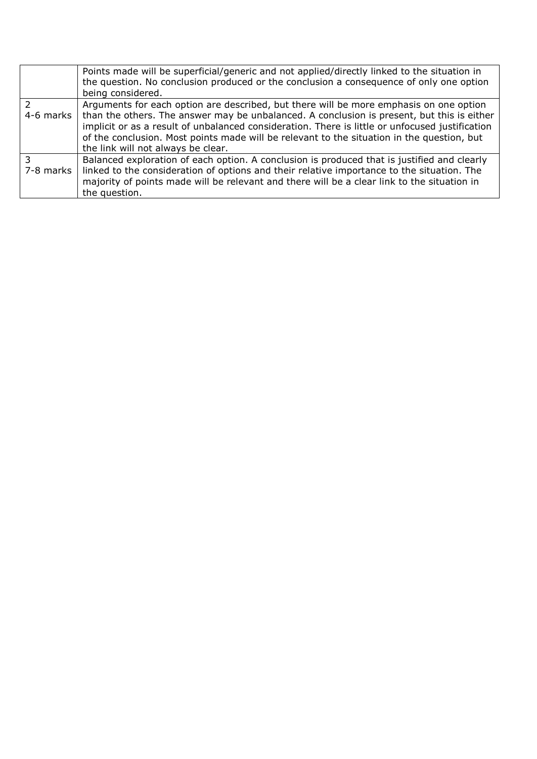| | |
|---|---|
| | Points made will be superficial/generic and not applied/directly linked to the situation in the question. No conclusion produced or the conclusion a consequence of only one option being considered. |
| 2<br>4-6 marks | Arguments for each option are described, but there will be more emphasis on one option than the others. The answer may be unbalanced. A conclusion is present, but this is either implicit or as a result of unbalanced consideration. There is little or unfocused justification of the conclusion. Most points made will be relevant to the situation in the question, but the link will not always be clear. |
| 3<br>7-8 marks | Balanced exploration of each option. A conclusion is produced that is justified and clearly linked to the consideration of options and their relative importance to the situation. The majority of points made will be relevant and there will be a clear link to the situation in the question. |